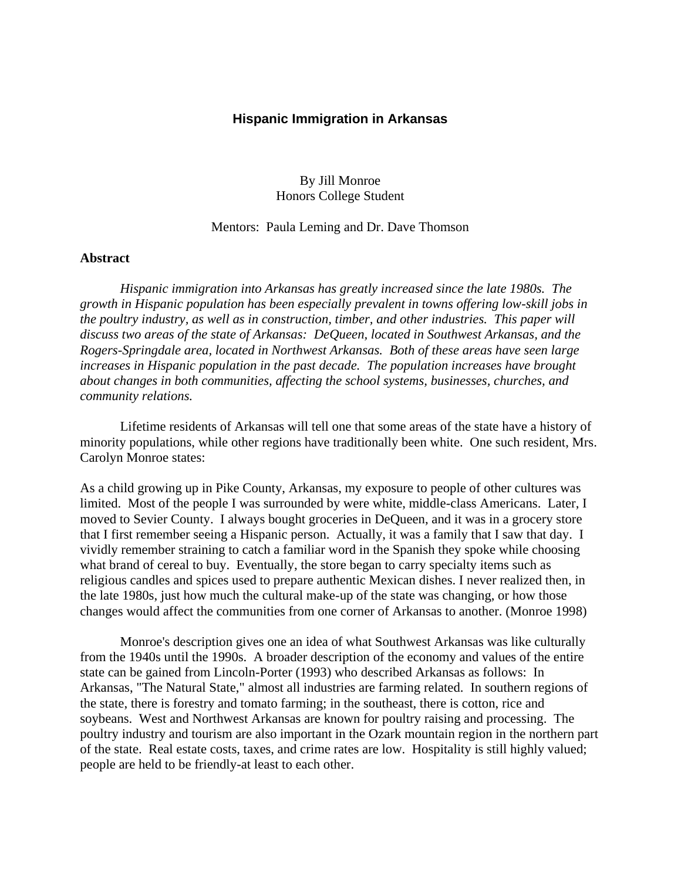# Hispanic Immigration in Arkansas

By Jill Monroe
Honors College Student

Mentors: Paula Leming and Dr. Dave Thomson

## Abstract

*Hispanic immigration into Arkansas has greatly increased since the late 1980s. The growth in Hispanic population has been especially prevalent in towns offering low-skill jobs in the poultry industry, as well as in construction, timber, and other industries. This paper will discuss two areas of the state of Arkansas: DeQueen, located in Southwest Arkansas, and the Rogers-Springdale area, located in Northwest Arkansas. Both of these areas have seen large increases in Hispanic population in the past decade. The population increases have brought about changes in both communities, affecting the school systems, businesses, churches, and community relations.*

Lifetime residents of Arkansas will tell one that some areas of the state have a history of minority populations, while other regions have traditionally been white. One such resident, Mrs. Carolyn Monroe states:

As a child growing up in Pike County, Arkansas, my exposure to people of other cultures was limited. Most of the people I was surrounded by were white, middle-class Americans. Later, I moved to Sevier County. I always bought groceries in DeQueen, and it was in a grocery store that I first remember seeing a Hispanic person. Actually, it was a family that I saw that day. I vividly remember straining to catch a familiar word in the Spanish they spoke while choosing what brand of cereal to buy. Eventually, the store began to carry specialty items such as religious candles and spices used to prepare authentic Mexican dishes. I never realized then, in the late 1980s, just how much the cultural make-up of the state was changing, or how those changes would affect the communities from one corner of Arkansas to another. (Monroe 1998)

Monroe's description gives one an idea of what Southwest Arkansas was like culturally from the 1940s until the 1990s. A broader description of the economy and values of the entire state can be gained from Lincoln-Porter (1993) who described Arkansas as follows: In Arkansas, "The Natural State," almost all industries are farming related. In southern regions of the state, there is forestry and tomato farming; in the southeast, there is cotton, rice and soybeans. West and Northwest Arkansas are known for poultry raising and processing. The poultry industry and tourism are also important in the Ozark mountain region in the northern part of the state. Real estate costs, taxes, and crime rates are low. Hospitality is still highly valued; people are held to be friendly-at least to each other.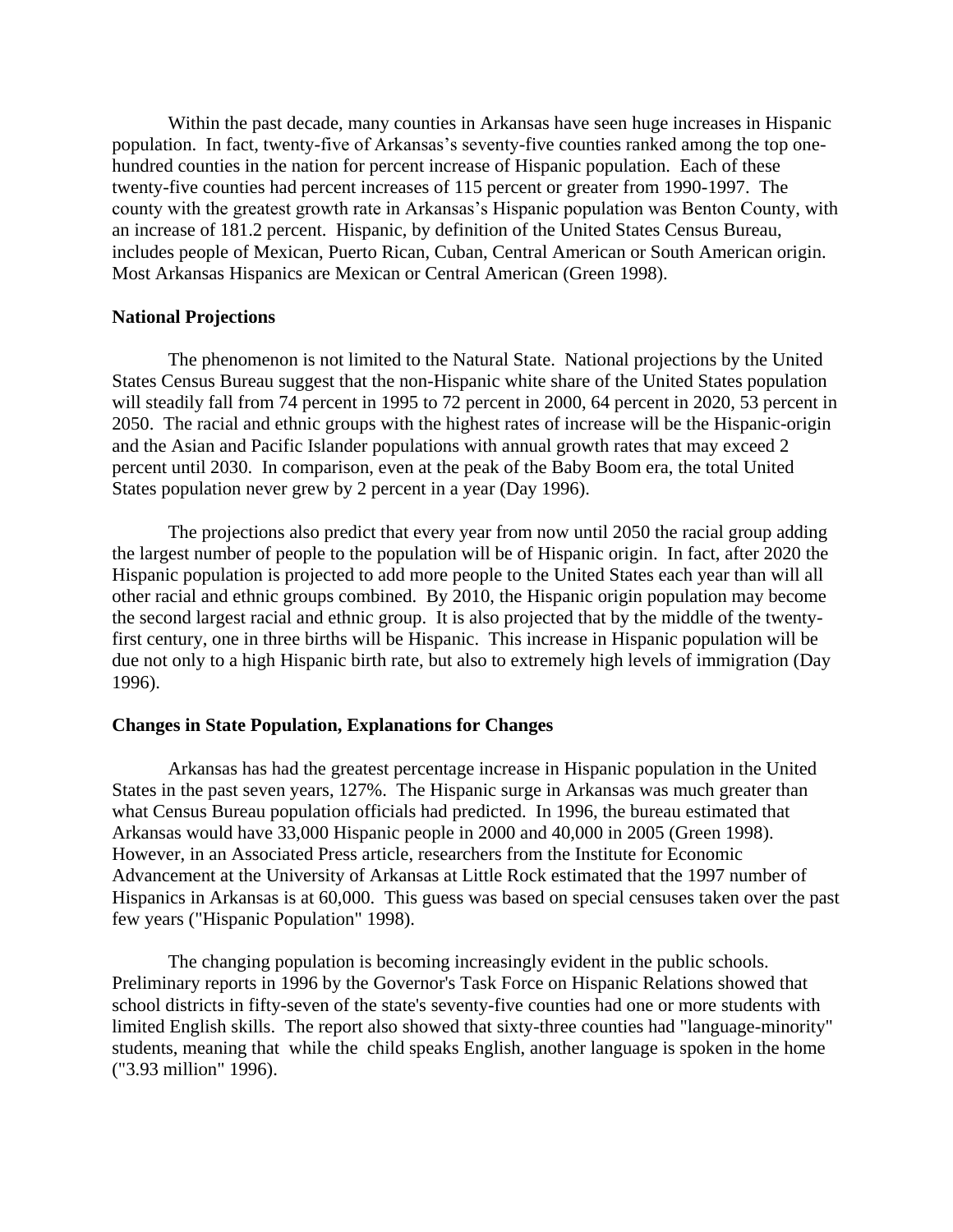Within the past decade, many counties in Arkansas have seen huge increases in Hispanic population. In fact, twenty-five of Arkansas's seventy-five counties ranked among the top one-hundred counties in the nation for percent increase of Hispanic population. Each of these twenty-five counties had percent increases of 115 percent or greater from 1990-1997. The county with the greatest growth rate in Arkansas's Hispanic population was Benton County, with an increase of 181.2 percent. Hispanic, by definition of the United States Census Bureau, includes people of Mexican, Puerto Rican, Cuban, Central American or South American origin. Most Arkansas Hispanics are Mexican or Central American (Green 1998).

**National Projections**

The phenomenon is not limited to the Natural State. National projections by the United States Census Bureau suggest that the non-Hispanic white share of the United States population will steadily fall from 74 percent in 1995 to 72 percent in 2000, 64 percent in 2020, 53 percent in 2050. The racial and ethnic groups with the highest rates of increase will be the Hispanic-origin and the Asian and Pacific Islander populations with annual growth rates that may exceed 2 percent until 2030. In comparison, even at the peak of the Baby Boom era, the total United States population never grew by 2 percent in a year (Day 1996).

The projections also predict that every year from now until 2050 the racial group adding the largest number of people to the population will be of Hispanic origin. In fact, after 2020 the Hispanic population is projected to add more people to the United States each year than will all other racial and ethnic groups combined. By 2010, the Hispanic origin population may become the second largest racial and ethnic group. It is also projected that by the middle of the twenty-first century, one in three births will be Hispanic. This increase in Hispanic population will be due not only to a high Hispanic birth rate, but also to extremely high levels of immigration (Day 1996).

**Changes in State Population, Explanations for Changes**

Arkansas has had the greatest percentage increase in Hispanic population in the United States in the past seven years, 127%. The Hispanic surge in Arkansas was much greater than what Census Bureau population officials had predicted. In 1996, the bureau estimated that Arkansas would have 33,000 Hispanic people in 2000 and 40,000 in 2005 (Green 1998). However, in an Associated Press article, researchers from the Institute for Economic Advancement at the University of Arkansas at Little Rock estimated that the 1997 number of Hispanics in Arkansas is at 60,000. This guess was based on special censuses taken over the past few years ("Hispanic Population" 1998).

The changing population is becoming increasingly evident in the public schools. Preliminary reports in 1996 by the Governor's Task Force on Hispanic Relations showed that school districts in fifty-seven of the state's seventy-five counties had one or more students with limited English skills. The report also showed that sixty-three counties had "language-minority" students, meaning that while the child speaks English, another language is spoken in the home ("3.93 million" 1996).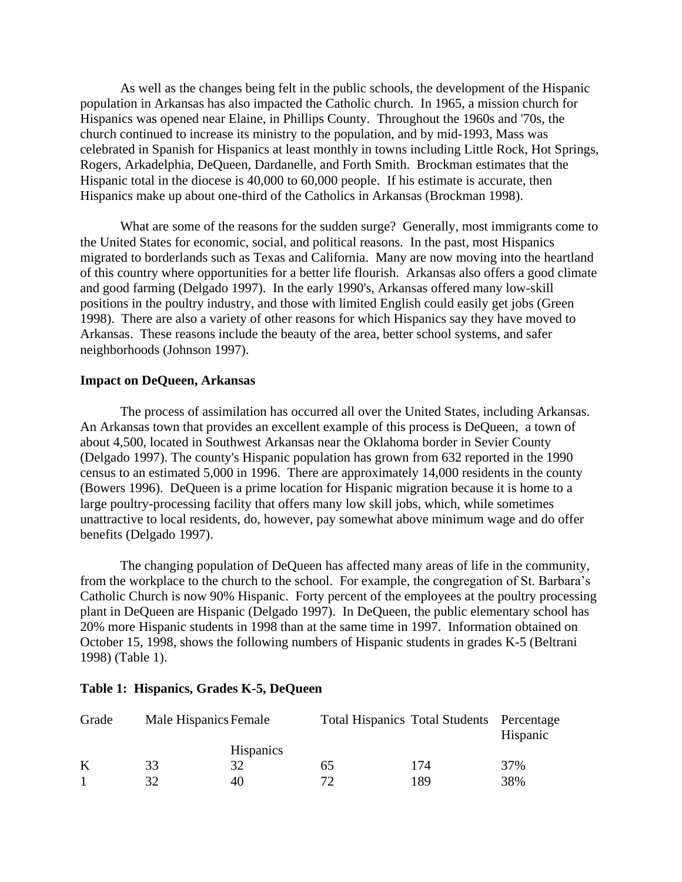As well as the changes being felt in the public schools, the development of the Hispanic population in Arkansas has also impacted the Catholic church. In 1965, a mission church for Hispanics was opened near Elaine, in Phillips County. Throughout the 1960s and '70s, the church continued to increase its ministry to the population, and by mid-1993, Mass was celebrated in Spanish for Hispanics at least monthly in towns including Little Rock, Hot Springs, Rogers, Arkadelphia, DeQueen, Dardanelle, and Forth Smith. Brockman estimates that the Hispanic total in the diocese is 40,000 to 60,000 people. If his estimate is accurate, then Hispanics make up about one-third of the Catholics in Arkansas (Brockman 1998).

What are some of the reasons for the sudden surge? Generally, most immigrants come to the United States for economic, social, and political reasons. In the past, most Hispanics migrated to borderlands such as Texas and California. Many are now moving into the heartland of this country where opportunities for a better life flourish. Arkansas also offers a good climate and good farming (Delgado 1997). In the early 1990's, Arkansas offered many low-skill positions in the poultry industry, and those with limited English could easily get jobs (Green 1998). There are also a variety of other reasons for which Hispanics say they have moved to Arkansas. These reasons include the beauty of the area, better school systems, and safer neighborhoods (Johnson 1997).

**Impact on DeQueen, Arkansas**

The process of assimilation has occurred all over the United States, including Arkansas. An Arkansas town that provides an excellent example of this process is DeQueen, a town of about 4,500, located in Southwest Arkansas near the Oklahoma border in Sevier County (Delgado 1997). The county's Hispanic population has grown from 632 reported in the 1990 census to an estimated 5,000 in 1996. There are approximately 14,000 residents in the county (Bowers 1996). DeQueen is a prime location for Hispanic migration because it is home to a large poultry-processing facility that offers many low skill jobs, which, while sometimes unattractive to local residents, do, however, pay somewhat above minimum wage and do offer benefits (Delgado 1997).

The changing population of DeQueen has affected many areas of life in the community, from the workplace to the church to the school. For example, the congregation of St. Barbara's Catholic Church is now 90% Hispanic. Forty percent of the employees at the poultry processing plant in DeQueen are Hispanic (Delgado 1997). In DeQueen, the public elementary school has 20% more Hispanic students in 1998 than at the same time in 1997. Information obtained on October 15, 1998, shows the following numbers of Hispanic students in grades K-5 (Beltrani 1998) (Table 1).

**Table 1: Hispanics, Grades K-5, DeQueen**

| Grade | Male Hispanics | Female Hispanics | Total Hispanics | Total Students | Percentage Hispanic |
|---|---|---|---|---|---|
| K | 33 | 32 | 65 | 174 | 37% |
| 1 | 32 | 40 | 72 | 189 | 38% |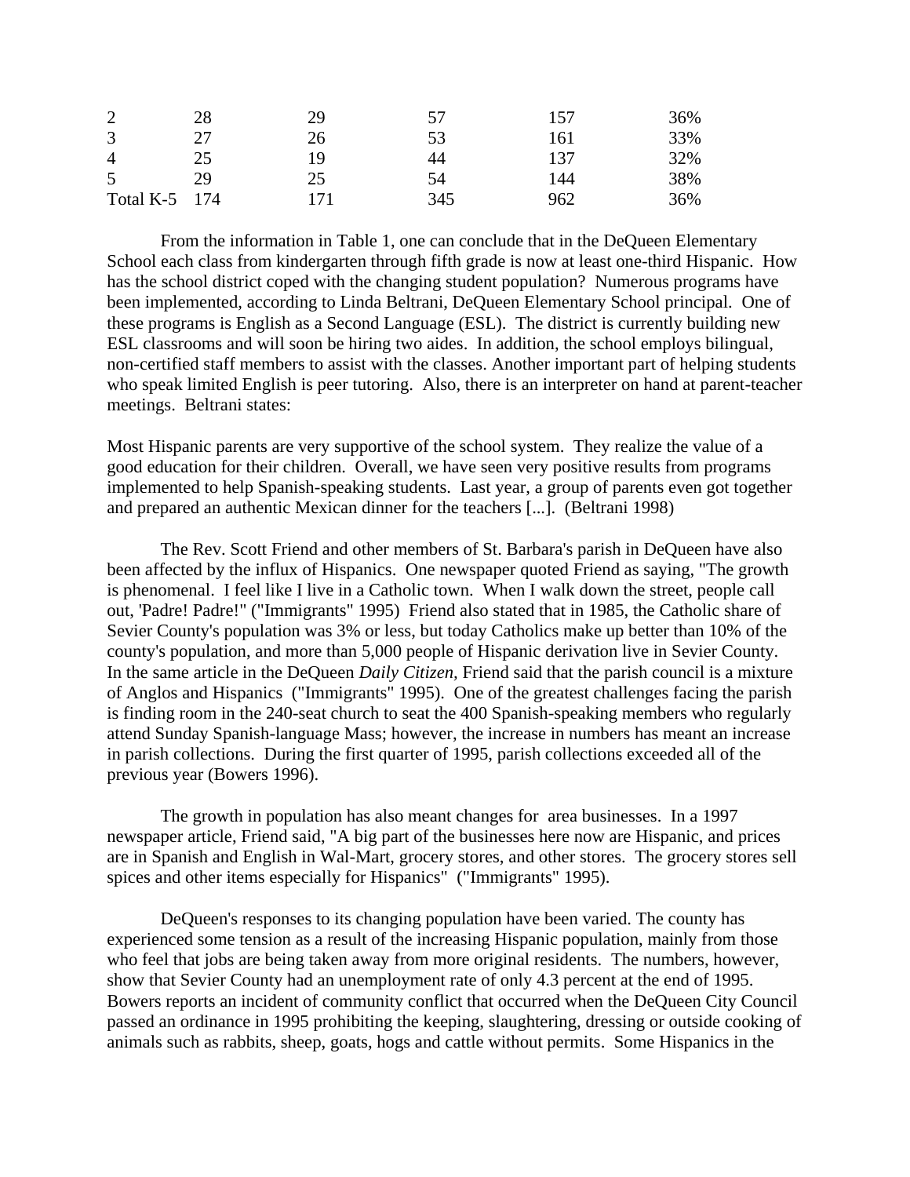| | | | | | |
|---|---|---|---|---|---|
| 2 | 28 | 29 | 57 | 157 | 36% |
| 3 | 27 | 26 | 53 | 161 | 33% |
| 4 | 25 | 19 | 44 | 137 | 32% |
| 5 | 29 | 25 | 54 | 144 | 38% |
| Total K-5 | 174 | 171 | 345 | 962 | 36% |

From the information in Table 1, one can conclude that in the DeQueen Elementary School each class from kindergarten through fifth grade is now at least one-third Hispanic. How has the school district coped with the changing student population? Numerous programs have been implemented, according to Linda Beltrani, DeQueen Elementary School principal. One of these programs is English as a Second Language (ESL). The district is currently building new ESL classrooms and will soon be hiring two aides. In addition, the school employs bilingual, non-certified staff members to assist with the classes. Another important part of helping students who speak limited English is peer tutoring. Also, there is an interpreter on hand at parent-teacher meetings. Beltrani states:

Most Hispanic parents are very supportive of the school system. They realize the value of a good education for their children. Overall, we have seen very positive results from programs implemented to help Spanish-speaking students. Last year, a group of parents even got together and prepared an authentic Mexican dinner for the teachers [...]. (Beltrani 1998)

The Rev. Scott Friend and other members of St. Barbara's parish in DeQueen have also been affected by the influx of Hispanics. One newspaper quoted Friend as saying, "The growth is phenomenal. I feel like I live in a Catholic town. When I walk down the street, people call out, 'Padre! Padre!" ("Immigrants" 1995) Friend also stated that in 1985, the Catholic share of Sevier County's population was 3% or less, but today Catholics make up better than 10% of the county's population, and more than 5,000 people of Hispanic derivation live in Sevier County. In the same article in the DeQueen *Daily Citizen,* Friend said that the parish council is a mixture of Anglos and Hispanics ("Immigrants" 1995). One of the greatest challenges facing the parish is finding room in the 240-seat church to seat the 400 Spanish-speaking members who regularly attend Sunday Spanish-language Mass; however, the increase in numbers has meant an increase in parish collections. During the first quarter of 1995, parish collections exceeded all of the previous year (Bowers 1996).

The growth in population has also meant changes for area businesses. In a 1997 newspaper article, Friend said, "A big part of the businesses here now are Hispanic, and prices are in Spanish and English in Wal-Mart, grocery stores, and other stores. The grocery stores sell spices and other items especially for Hispanics" ("Immigrants" 1995).

DeQueen's responses to its changing population have been varied. The county has experienced some tension as a result of the increasing Hispanic population, mainly from those who feel that jobs are being taken away from more original residents. The numbers, however, show that Sevier County had an unemployment rate of only 4.3 percent at the end of 1995. Bowers reports an incident of community conflict that occurred when the DeQueen City Council passed an ordinance in 1995 prohibiting the keeping, slaughtering, dressing or outside cooking of animals such as rabbits, sheep, goats, hogs and cattle without permits. Some Hispanics in the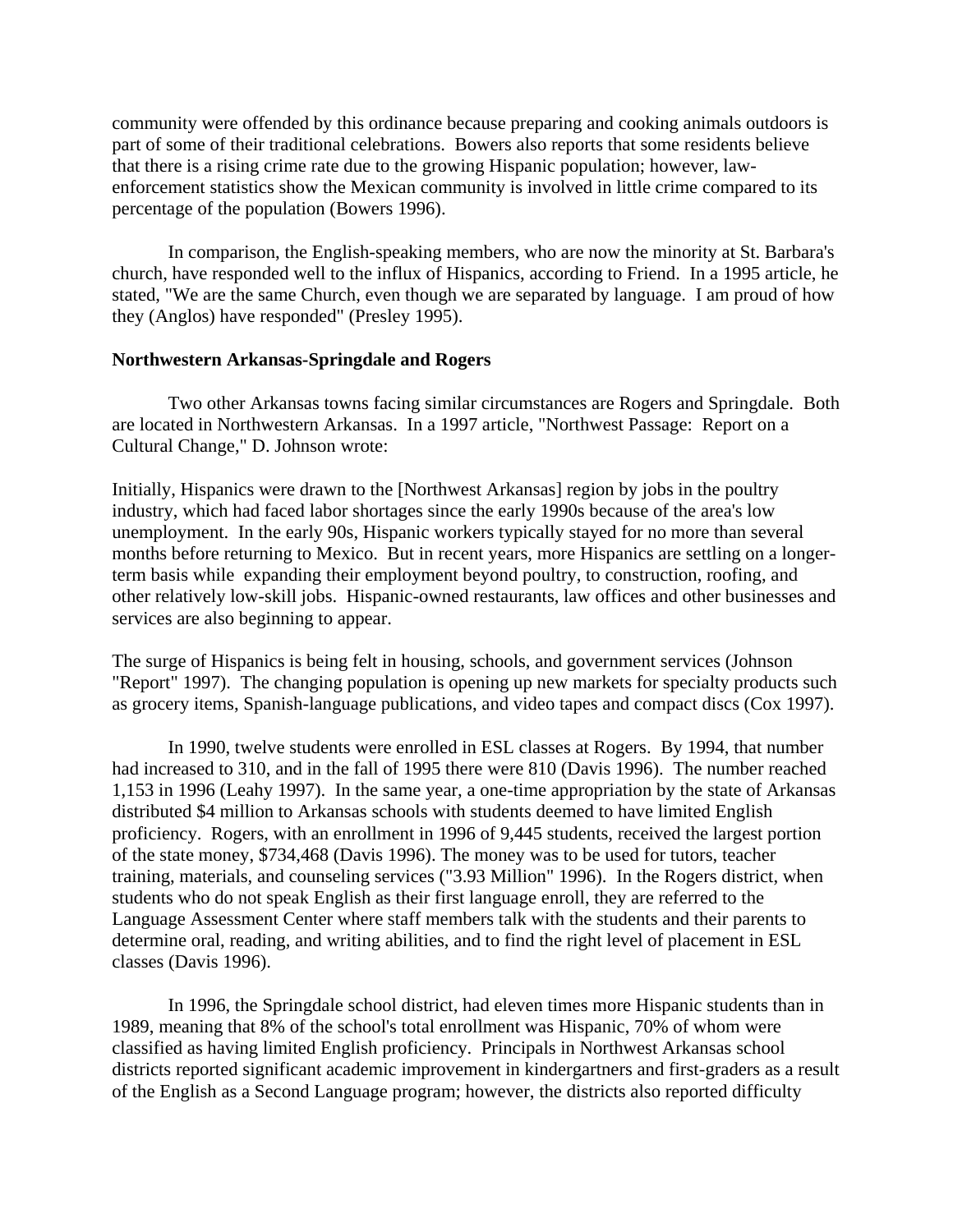community were offended by this ordinance because preparing and cooking animals outdoors is part of some of their traditional celebrations. Bowers also reports that some residents believe that there is a rising crime rate due to the growing Hispanic population; however, law-enforcement statistics show the Mexican community is involved in little crime compared to its percentage of the population (Bowers 1996).

In comparison, the English-speaking members, who are now the minority at St. Barbara's church, have responded well to the influx of Hispanics, according to Friend. In a 1995 article, he stated, "We are the same Church, even though we are separated by language. I am proud of how they (Anglos) have responded" (Presley 1995).

**Northwestern Arkansas-Springdale and Rogers**

Two other Arkansas towns facing similar circumstances are Rogers and Springdale. Both are located in Northwestern Arkansas. In a 1997 article, "Northwest Passage: Report on a Cultural Change," D. Johnson wrote:

Initially, Hispanics were drawn to the [Northwest Arkansas] region by jobs in the poultry industry, which had faced labor shortages since the early 1990s because of the area's low unemployment. In the early 90s, Hispanic workers typically stayed for no more than several months before returning to Mexico. But in recent years, more Hispanics are settling on a longer-term basis while expanding their employment beyond poultry, to construction, roofing, and other relatively low-skill jobs. Hispanic-owned restaurants, law offices and other businesses and services are also beginning to appear.

The surge of Hispanics is being felt in housing, schools, and government services (Johnson "Report" 1997). The changing population is opening up new markets for specialty products such as grocery items, Spanish-language publications, and video tapes and compact discs (Cox 1997).

In 1990, twelve students were enrolled in ESL classes at Rogers. By 1994, that number had increased to 310, and in the fall of 1995 there were 810 (Davis 1996). The number reached 1,153 in 1996 (Leahy 1997). In the same year, a one-time appropriation by the state of Arkansas distributed $4 million to Arkansas schools with students deemed to have limited English proficiency. Rogers, with an enrollment in 1996 of 9,445 students, received the largest portion of the state money, $734,468 (Davis 1996). The money was to be used for tutors, teacher training, materials, and counseling services ("3.93 Million" 1996). In the Rogers district, when students who do not speak English as their first language enroll, they are referred to the Language Assessment Center where staff members talk with the students and their parents to determine oral, reading, and writing abilities, and to find the right level of placement in ESL classes (Davis 1996).

In 1996, the Springdale school district, had eleven times more Hispanic students than in 1989, meaning that 8% of the school's total enrollment was Hispanic, 70% of whom were classified as having limited English proficiency. Principals in Northwest Arkansas school districts reported significant academic improvement in kindergartners and first-graders as a result of the English as a Second Language program; however, the districts also reported difficulty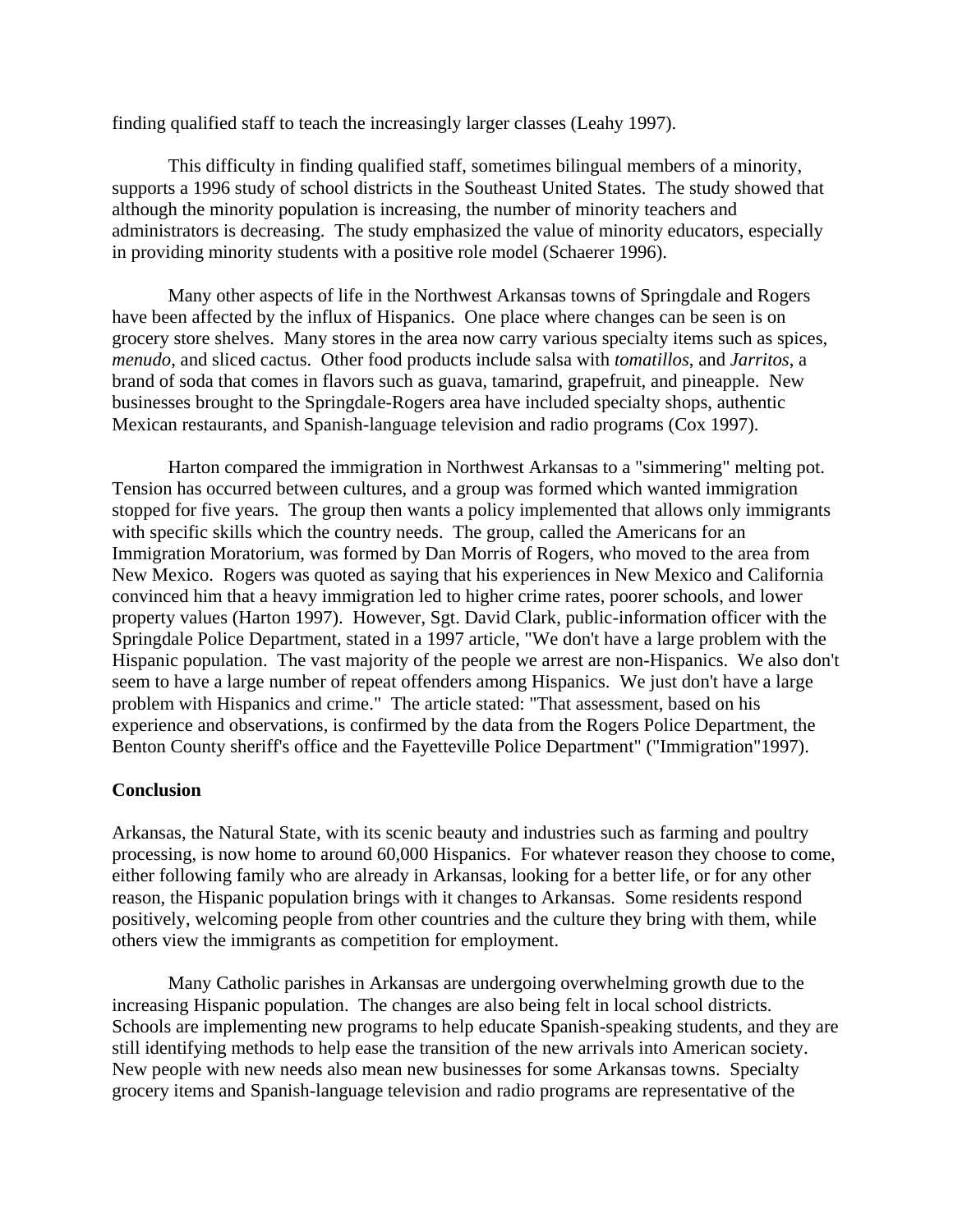finding qualified staff to teach the increasingly larger classes (Leahy 1997).

This difficulty in finding qualified staff, sometimes bilingual members of a minority, supports a 1996 study of school districts in the Southeast United States. The study showed that although the minority population is increasing, the number of minority teachers and administrators is decreasing. The study emphasized the value of minority educators, especially in providing minority students with a positive role model (Schaerer 1996).

Many other aspects of life in the Northwest Arkansas towns of Springdale and Rogers have been affected by the influx of Hispanics. One place where changes can be seen is on grocery store shelves. Many stores in the area now carry various specialty items such as spices, *menudo*, and sliced cactus. Other food products include salsa with *tomatillos*, and *Jarritos*, a brand of soda that comes in flavors such as guava, tamarind, grapefruit, and pineapple. New businesses brought to the Springdale-Rogers area have included specialty shops, authentic Mexican restaurants, and Spanish-language television and radio programs (Cox 1997).

Harton compared the immigration in Northwest Arkansas to a "simmering" melting pot. Tension has occurred between cultures, and a group was formed which wanted immigration stopped for five years. The group then wants a policy implemented that allows only immigrants with specific skills which the country needs. The group, called the Americans for an Immigration Moratorium, was formed by Dan Morris of Rogers, who moved to the area from New Mexico. Rogers was quoted as saying that his experiences in New Mexico and California convinced him that a heavy immigration led to higher crime rates, poorer schools, and lower property values (Harton 1997). However, Sgt. David Clark, public-information officer with the Springdale Police Department, stated in a 1997 article, "We don't have a large problem with the Hispanic population. The vast majority of the people we arrest are non-Hispanics. We also don't seem to have a large number of repeat offenders among Hispanics. We just don't have a large problem with Hispanics and crime." The article stated: "That assessment, based on his experience and observations, is confirmed by the data from the Rogers Police Department, the Benton County sheriff's office and the Fayetteville Police Department" ("Immigration"1997).

**Conclusion**

Arkansas, the Natural State, with its scenic beauty and industries such as farming and poultry processing, is now home to around 60,000 Hispanics. For whatever reason they choose to come, either following family who are already in Arkansas, looking for a better life, or for any other reason, the Hispanic population brings with it changes to Arkansas. Some residents respond positively, welcoming people from other countries and the culture they bring with them, while others view the immigrants as competition for employment.

Many Catholic parishes in Arkansas are undergoing overwhelming growth due to the increasing Hispanic population. The changes are also being felt in local school districts. Schools are implementing new programs to help educate Spanish-speaking students, and they are still identifying methods to help ease the transition of the new arrivals into American society. New people with new needs also mean new businesses for some Arkansas towns. Specialty grocery items and Spanish-language television and radio programs are representative of the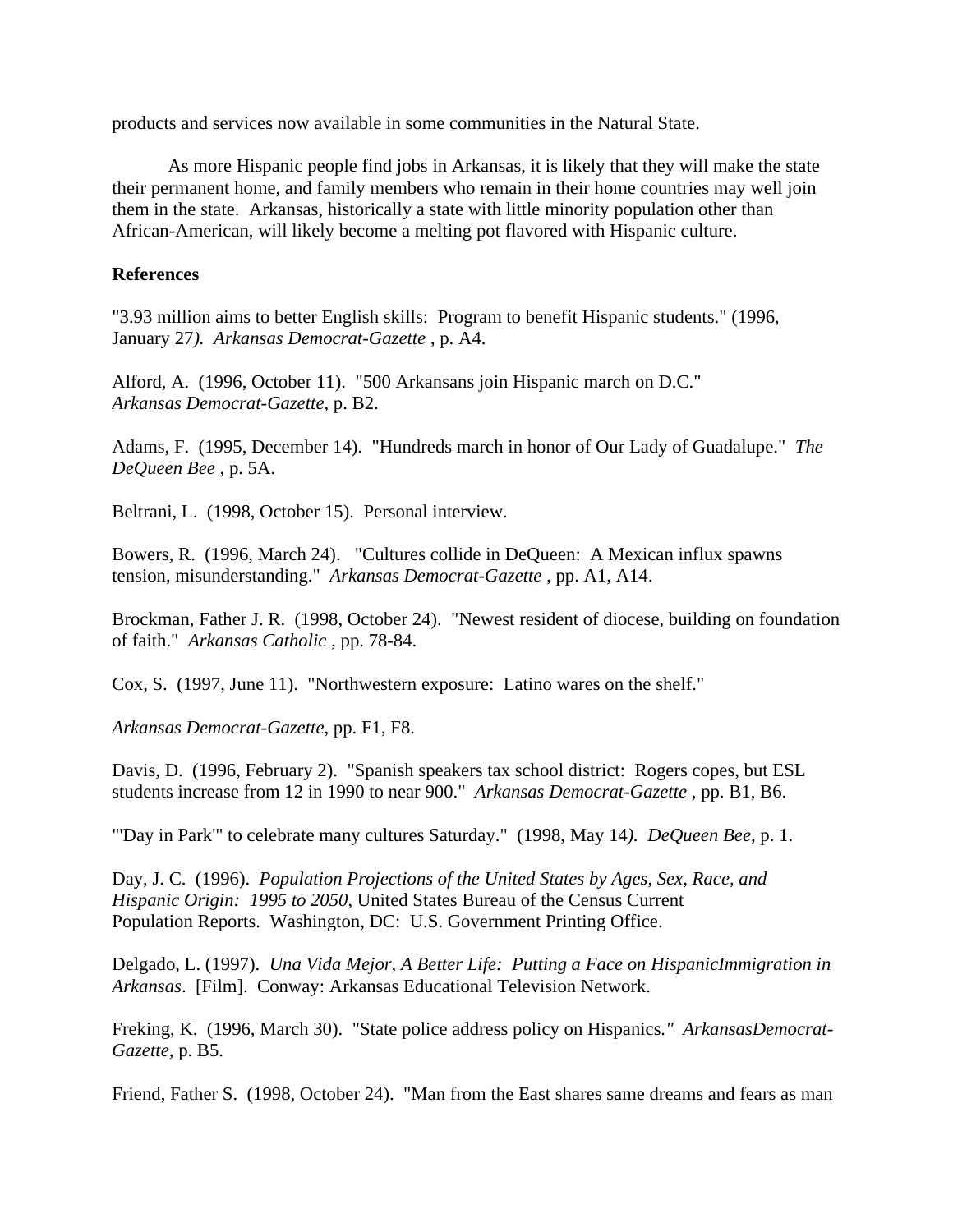products and services now available in some communities in the Natural State.

As more Hispanic people find jobs in Arkansas, it is likely that they will make the state their permanent home, and family members who remain in their home countries may well join them in the state. Arkansas, historically a state with little minority population other than African-American, will likely become a melting pot flavored with Hispanic culture.

**References**

"3.93 million aims to better English skills: Program to benefit Hispanic students." (1996, January 27). *Arkansas Democrat-Gazette* , p. A4.

Alford, A. (1996, October 11). "500 Arkansans join Hispanic march on D.C." *Arkansas Democrat-Gazette,* p. B2.

Adams, F. (1995, December 14). "Hundreds march in honor of Our Lady of Guadalupe." *The DeQueen Bee* , p. 5A.

Beltrani, L. (1998, October 15). Personal interview.

Bowers, R. (1996, March 24). "Cultures collide in DeQueen: A Mexican influx spawns tension, misunderstanding." *Arkansas Democrat-Gazette* , pp. A1, A14.

Brockman, Father J. R. (1998, October 24). "Newest resident of diocese, building on foundation of faith." *Arkansas Catholic* , pp. 78-84.

Cox, S. (1997, June 11). "Northwestern exposure: Latino wares on the shelf."

*Arkansas Democrat-Gazette*, pp. F1, F8.

Davis, D. (1996, February 2). "Spanish speakers tax school district: Rogers copes, but ESL students increase from 12 in 1990 to near 900." *Arkansas Democrat-Gazette* , pp. B1, B6.

"'Day in Park'" to celebrate many cultures Saturday." (1998, May 14). *DeQueen Bee*, p. 1.

Day, J. C. (1996). *Population Projections of the United States by Ages, Sex, Race, and Hispanic Origin: 1995 to 2050*, United States Bureau of the Census Current Population Reports. Washington, DC: U.S. Government Printing Office.

Delgado, L. (1997). *Una Vida Mejor, A Better Life: Putting a Face on HispanicImmigration in Arkansas*. [Film]. Conway: Arkansas Educational Television Network.

Freking, K. (1996, March 30). "State police address policy on Hispanics." *ArkansasDemocrat-Gazette*, p. B5.

Friend, Father S. (1998, October 24). "Man from the East shares same dreams and fears as man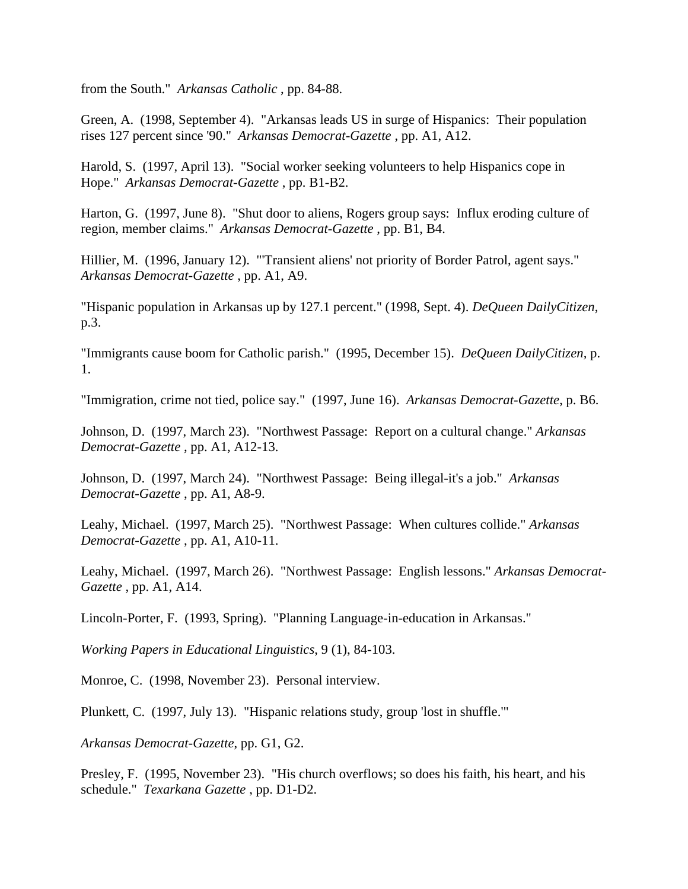from the South." *Arkansas Catholic* , pp. 84-88.

Green, A. (1998, September 4). "Arkansas leads US in surge of Hispanics: Their population rises 127 percent since '90." *Arkansas Democrat-Gazette* , pp. A1, A12.

Harold, S. (1997, April 13). "Social worker seeking volunteers to help Hispanics cope in Hope." *Arkansas Democrat-Gazette* , pp. B1-B2.

Harton, G. (1997, June 8). "Shut door to aliens, Rogers group says: Influx eroding culture of region, member claims." *Arkansas Democrat-Gazette* , pp. B1, B4.

Hillier, M. (1996, January 12). "'Transient aliens' not priority of Border Patrol, agent says." *Arkansas Democrat-Gazette* , pp. A1, A9.

"Hispanic population in Arkansas up by 127.1 percent." (1998, Sept. 4). *DeQueen DailyCitizen*, p.3.

"Immigrants cause boom for Catholic parish." (1995, December 15). *DeQueen DailyCitizen*, p. 1.

"Immigration, crime not tied, police say." (1997, June 16). *Arkansas Democrat-Gazette*, p. B6.

Johnson, D. (1997, March 23). "Northwest Passage: Report on a cultural change." *Arkansas Democrat-Gazette* , pp. A1, A12-13.

Johnson, D. (1997, March 24). "Northwest Passage: Being illegal-it's a job." *Arkansas Democrat-Gazette* , pp. A1, A8-9.

Leahy, Michael. (1997, March 25). "Northwest Passage: When cultures collide." *Arkansas Democrat-Gazette* , pp. A1, A10-11.

Leahy, Michael. (1997, March 26). "Northwest Passage: English lessons." *Arkansas Democrat-Gazette* , pp. A1, A14.

Lincoln-Porter, F. (1993, Spring). "Planning Language-in-education in Arkansas."

*Working Papers in Educational Linguistics*, 9 (1), 84-103.

Monroe, C. (1998, November 23). Personal interview.

Plunkett, C. (1997, July 13). "Hispanic relations study, group 'lost in shuffle.'"

*Arkansas Democrat-Gazette*, pp. G1, G2.

Presley, F. (1995, November 23). "His church overflows; so does his faith, his heart, and his schedule." *Texarkana Gazette* , pp. D1-D2.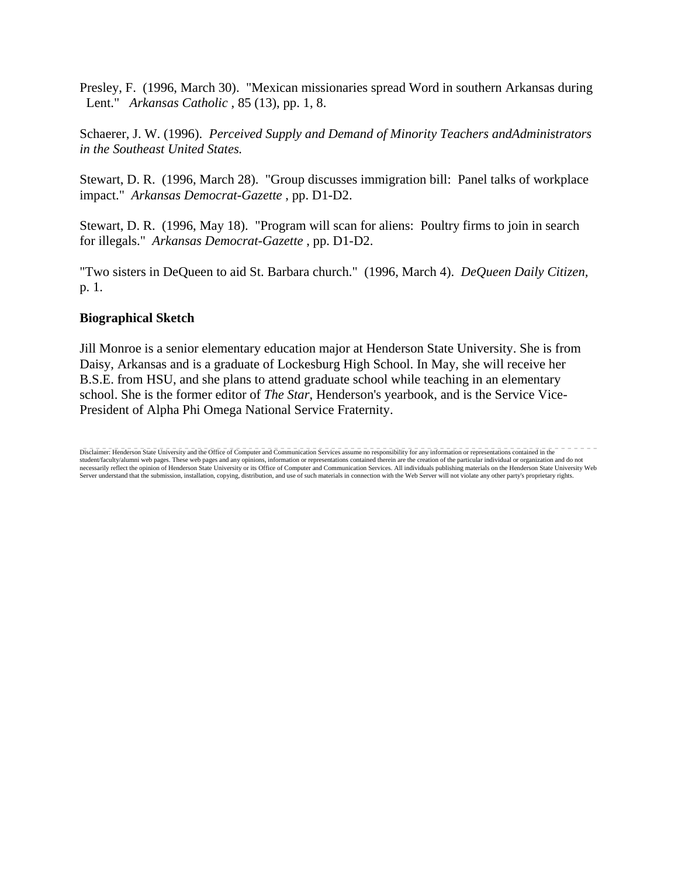Presley, F. (1996, March 30). "Mexican missionaries spread Word in southern Arkansas during Lent." *Arkansas Catholic* , 85 (13), pp. 1, 8.

Schaerer, J. W. (1996). *Perceived Supply and Demand of Minority Teachers andAdministrators in the Southeast United States.*

Stewart, D. R. (1996, March 28). "Group discusses immigration bill: Panel talks of workplace impact." *Arkansas Democrat-Gazette* , pp. D1-D2.

Stewart, D. R. (1996, May 18). "Program will scan for aliens: Poultry firms to join in search for illegals." *Arkansas Democrat-Gazette* , pp. D1-D2.

"Two sisters in DeQueen to aid St. Barbara church." (1996, March 4). *DeQueen Daily Citizen*, p. 1.

**Biographical Sketch**

Jill Monroe is a senior elementary education major at Henderson State University. She is from Daisy, Arkansas and is a graduate of Lockesburg High School. In May, she will receive her B.S.E. from HSU, and she plans to attend graduate school while teaching in an elementary school. She is the former editor of *The Star*, Henderson's yearbook, and is the Service Vice-President of Alpha Phi Omega National Service Fraternity.

---

Disclaimer: Henderson State University and the Office of Computer and Communication Services assume no responsibility for any information or representations contained in the student/faculty/alumni web pages. These web pages and any opinions, information or representations contained therein are the creation of the particular individual or organization and do not necessarily reflect the opinion of Henderson State University or its Office of Computer and Communication Services. All individuals publishing materials on the Henderson State University Web Server understand that the submission, installation, copying, distribution, and use of such materials in connection with the Web Server will not violate any other party's proprietary rights.